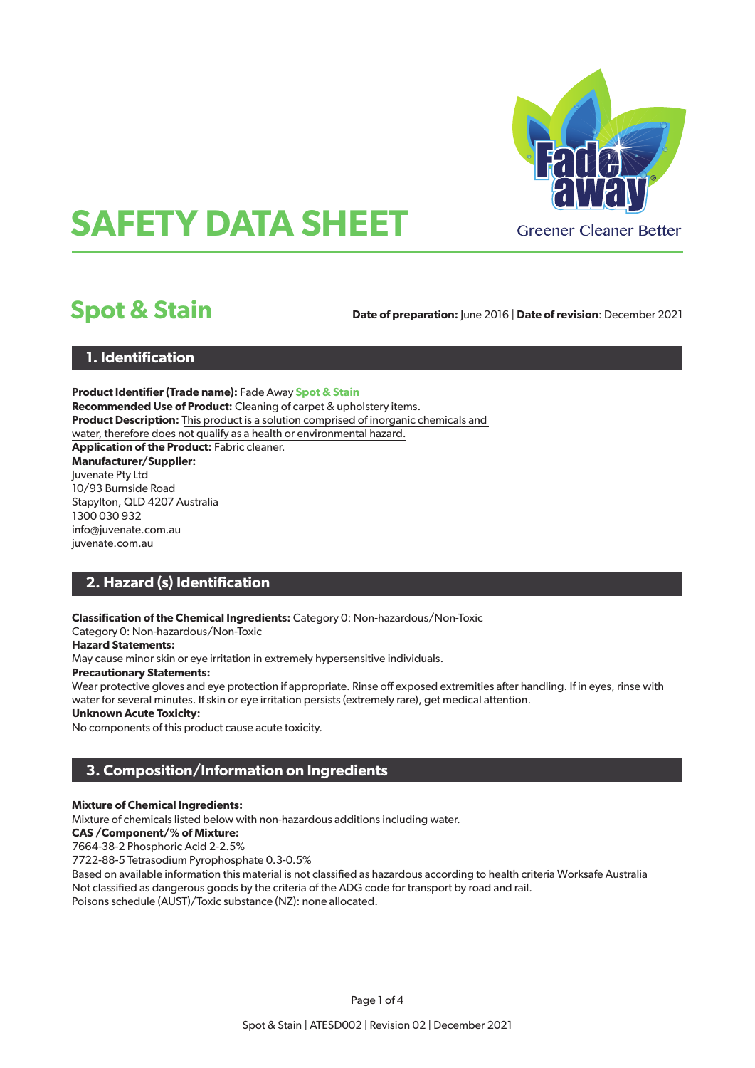# SAFETY DATA SHEET

Greener Cleaner Better

## Spot & Stain

**Date of preparation:** June 2016 | **Date of revision**: December 2021

## 1. Identification

**Product Identifier (Trade name):** Fade Away **Spot & Stain**
**Recommended Use of Product:** Cleaning of carpet & upholstery items.
**Product Description:** This product is a solution comprised of inorganic chemicals and water, therefore does not qualify as a health or environmental hazard.
**Application of the Product:** Fabric cleaner.
**Manufacturer/Supplier:**
Juvenate Pty Ltd
10/93 Burnside Road
Stapylton, QLD 4207 Australia
1300 030 932
info@juvenate.com.au
juvenate.com.au

## 2. Hazard (s) Identification

**Classification of the Chemical Ingredients:** Category 0: Non-hazardous/Non-Toxic
Category 0: Non-hazardous/Non-Toxic
**Hazard Statements:**
May cause minor skin or eye irritation in extremely hypersensitive individuals.
**Precautionary Statements:**
Wear protective gloves and eye protection if appropriate. Rinse off exposed extremities after handling. If in eyes, rinse with water for several minutes. If skin or eye irritation persists (extremely rare), get medical attention.
**Unknown Acute Toxicity:**
No components of this product cause acute toxicity.

## 3. Composition/Information on Ingredients

**Mixture of Chemical Ingredients:**
Mixture of chemicals listed below with non-hazardous additions including water.
**CAS /Component/% of Mixture:**
7664-38-2 Phosphoric Acid 2-2.5%
7722-88-5 Tetrasodium Pyrophosphate 0.3-0.5%
Based on available information this material is not classified as hazardous according to health criteria Worksafe Australia
Not classified as dangerous goods by the criteria of the ADG code for transport by road and rail.
Poisons schedule (AUST)/Toxic substance (NZ): none allocated.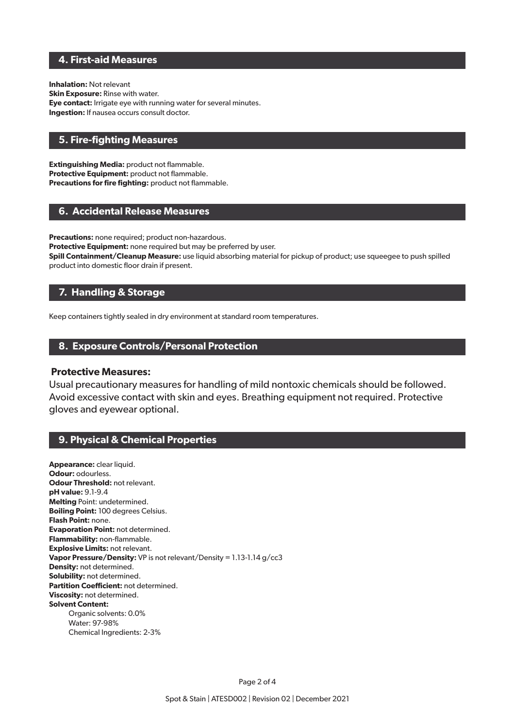## 4. First-aid Measures

**Inhalation:** Not relevant
**Skin Exposure:** Rinse with water.
**Eye contact:** Irrigate eye with running water for several minutes.
**Ingestion:** If nausea occurs consult doctor.

## 5. Fire-fighting Measures

**Extinguishing Media:** product not flammable.
**Protective Equipment:** product not flammable.
**Precautions for fire fighting:** product not flammable.

## 6. Accidental Release Measures

**Precautions:** none required; product non-hazardous.
**Protective Equipment:** none required but may be preferred by user.
**Spill Containment/Cleanup Measure:** use liquid absorbing material for pickup of product; use squeegee to push spilled product into domestic floor drain if present.

## 7. Handling & Storage

Keep containers tightly sealed in dry environment at standard room temperatures.

## 8. Exposure Controls/Personal Protection

### Protective Measures:

Usual precautionary measures for handling of mild nontoxic chemicals should be followed. Avoid excessive contact with skin and eyes. Breathing equipment not required. Protective gloves and eyewear optional.

## 9. Physical & Chemical Properties

**Appearance:** clear liquid.
**Odour:** odourless.
**Odour Threshold:** not relevant.
**pH value:** 9.1-9.4
**Melting** Point: undetermined.
**Boiling Point:** 100 degrees Celsius.
**Flash Point:** none.
**Evaporation Point:** not determined.
**Flammability:** non-flammable.
**Explosive Limits:** not relevant.
**Vapor Pressure/Density:** VP is not relevant/Density = 1.13-1.14 g/cc3
**Density:** not determined.
**Solubility:** not determined.
**Partition Coefficient:** not determined.
**Viscosity:** not determined.
**Solvent Content:**

- Organic solvents: 0.0%
- Water: 97-98%
- Chemical Ingredients: 2-3%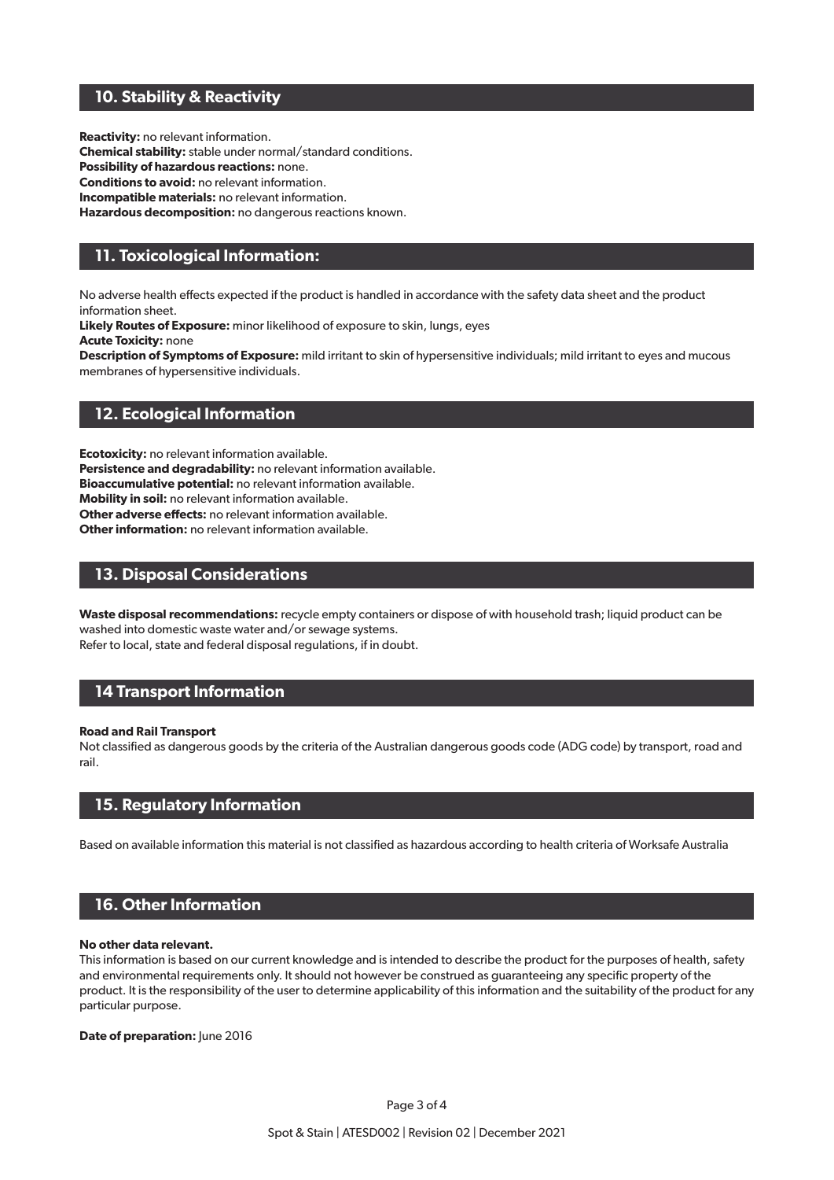## 10. Stability & Reactivity

**Reactivity:** no relevant information.
**Chemical stability:** stable under normal/standard conditions.
**Possibility of hazardous reactions:** none.
**Conditions to avoid:** no relevant information.
**Incompatible materials:** no relevant information.
**Hazardous decomposition:** no dangerous reactions known.

## 11. Toxicological Information:

No adverse health effects expected if the product is handled in accordance with the safety data sheet and the product information sheet.
**Likely Routes of Exposure:** minor likelihood of exposure to skin, lungs, eyes
**Acute Toxicity:** none
**Description of Symptoms of Exposure:** mild irritant to skin of hypersensitive individuals; mild irritant to eyes and mucous membranes of hypersensitive individuals.

## 12. Ecological Information

**Ecotoxicity:** no relevant information available.
**Persistence and degradability:** no relevant information available.
**Bioaccumulative potential:** no relevant information available.
**Mobility in soil:** no relevant information available.
**Other adverse effects:** no relevant information available.
**Other information:** no relevant information available.

## 13. Disposal Considerations

**Waste disposal recommendations:** recycle empty containers or dispose of with household trash; liquid product can be washed into domestic waste water and/or sewage systems.
Refer to local, state and federal disposal regulations, if in doubt.

## 14 Transport Information

**Road and Rail Transport**
Not classified as dangerous goods by the criteria of the Australian dangerous goods code (ADG code) by transport, road and rail.

## 15. Regulatory Information

Based on available information this material is not classified as hazardous according to health criteria of Worksafe Australia

## 16. Other Information

**No other data relevant.**
This information is based on our current knowledge and is intended to describe the product for the purposes of health, safety and environmental requirements only. It should not however be construed as guaranteeing any specific property of the product. It is the responsibility of the user to determine applicability of this information and the suitability of the product for any particular purpose.

**Date of preparation:** June 2016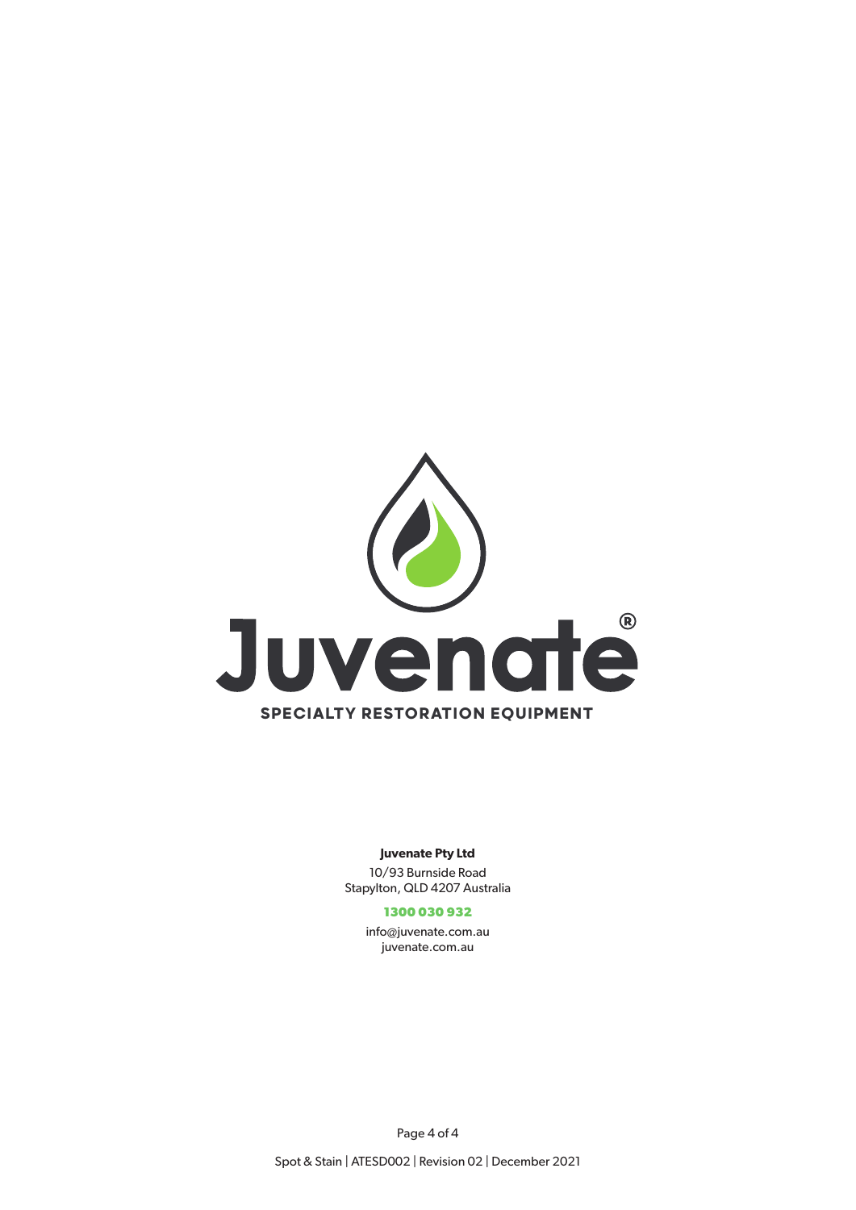Juvenate®

SPECIALTY RESTORATION EQUIPMENT

**Juvenate Pty Ltd**

10/93 Burnside Road
Stapylton, QLD 4207 Australia

**1300 030 932**

info@juvenate.com.au
juvenate.com.au

Spot & Stain | ATESD002 | Revision 02 | December 2021